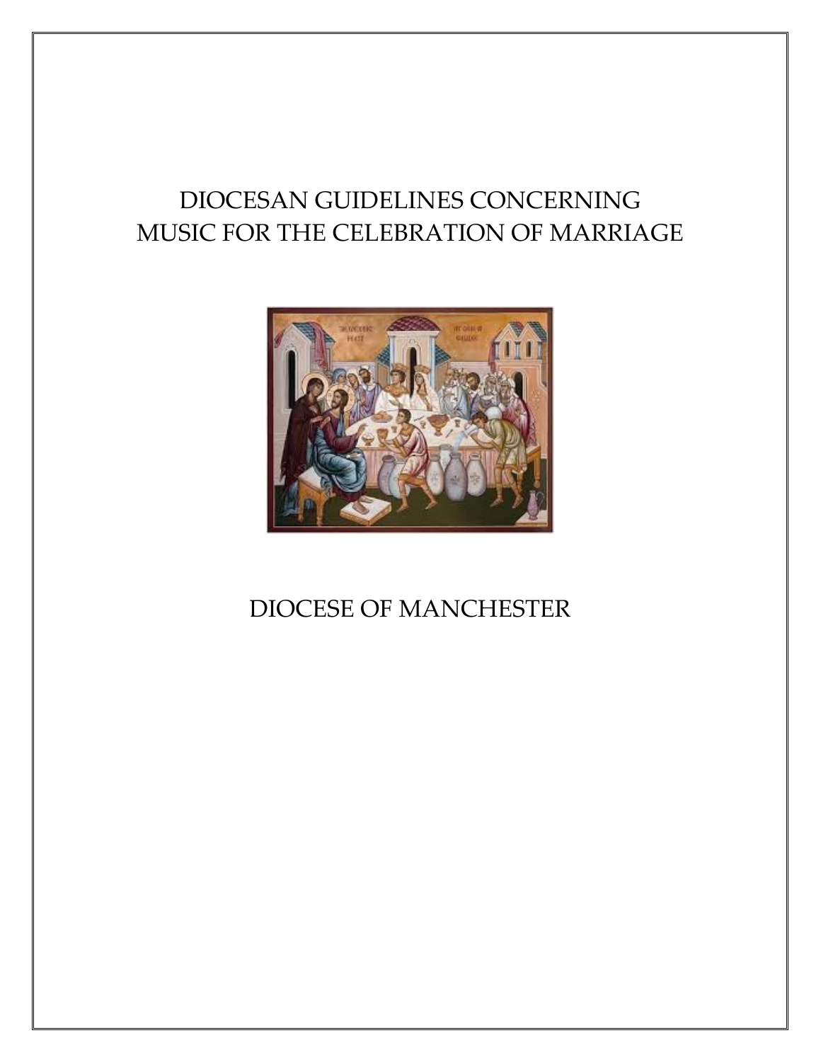# DIOCESAN GUIDELINES CONCERNING MUSIC FOR THE CELEBRATION OF MARRIAGE

DIOCESE OF MANCHESTER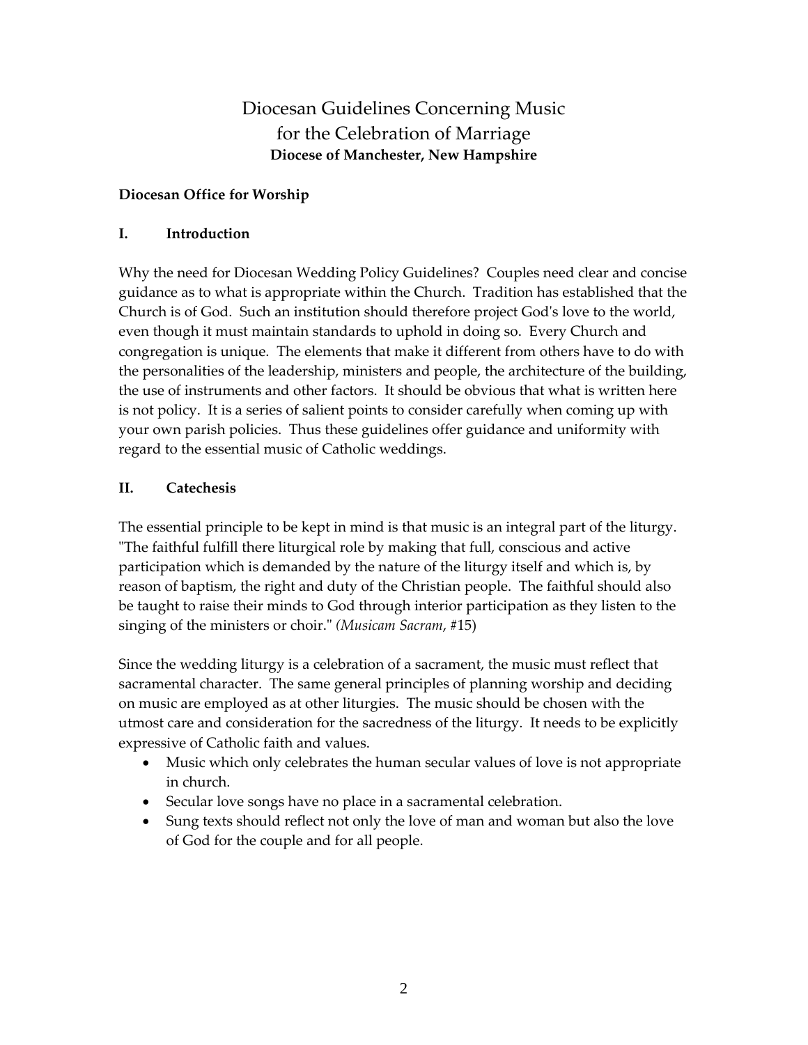# Diocesan Guidelines Concerning Music for the Celebration of Marriage

**Diocese of Manchester, New Hampshire**

**Diocesan Office for Worship**

## I. Introduction

Why the need for Diocesan Wedding Policy Guidelines? Couples need clear and concise guidance as to what is appropriate within the Church. Tradition has established that the Church is of God. Such an institution should therefore project God's love to the world, even though it must maintain standards to uphold in doing so. Every Church and congregation is unique. The elements that make it different from others have to do with the personalities of the leadership, ministers and people, the architecture of the building, the use of instruments and other factors. It should be obvious that what is written here is not policy. It is a series of salient points to consider carefully when coming up with your own parish policies. Thus these guidelines offer guidance and uniformity with regard to the essential music of Catholic weddings.

## II. Catechesis

The essential principle to be kept in mind is that music is an integral part of the liturgy. "The faithful fulfill there liturgical role by making that full, conscious and active participation which is demanded by the nature of the liturgy itself and which is, by reason of baptism, the right and duty of the Christian people. The faithful should also be taught to raise their minds to God through interior participation as they listen to the singing of the ministers or choir." *(Musicam Sacram*, #15)

Since the wedding liturgy is a celebration of a sacrament, the music must reflect that sacramental character. The same general principles of planning worship and deciding on music are employed as at other liturgies. The music should be chosen with the utmost care and consideration for the sacredness of the liturgy. It needs to be explicitly expressive of Catholic faith and values.

- Music which only celebrates the human secular values of love is not appropriate in church.
- Secular love songs have no place in a sacramental celebration.
- Sung texts should reflect not only the love of man and woman but also the love of God for the couple and for all people.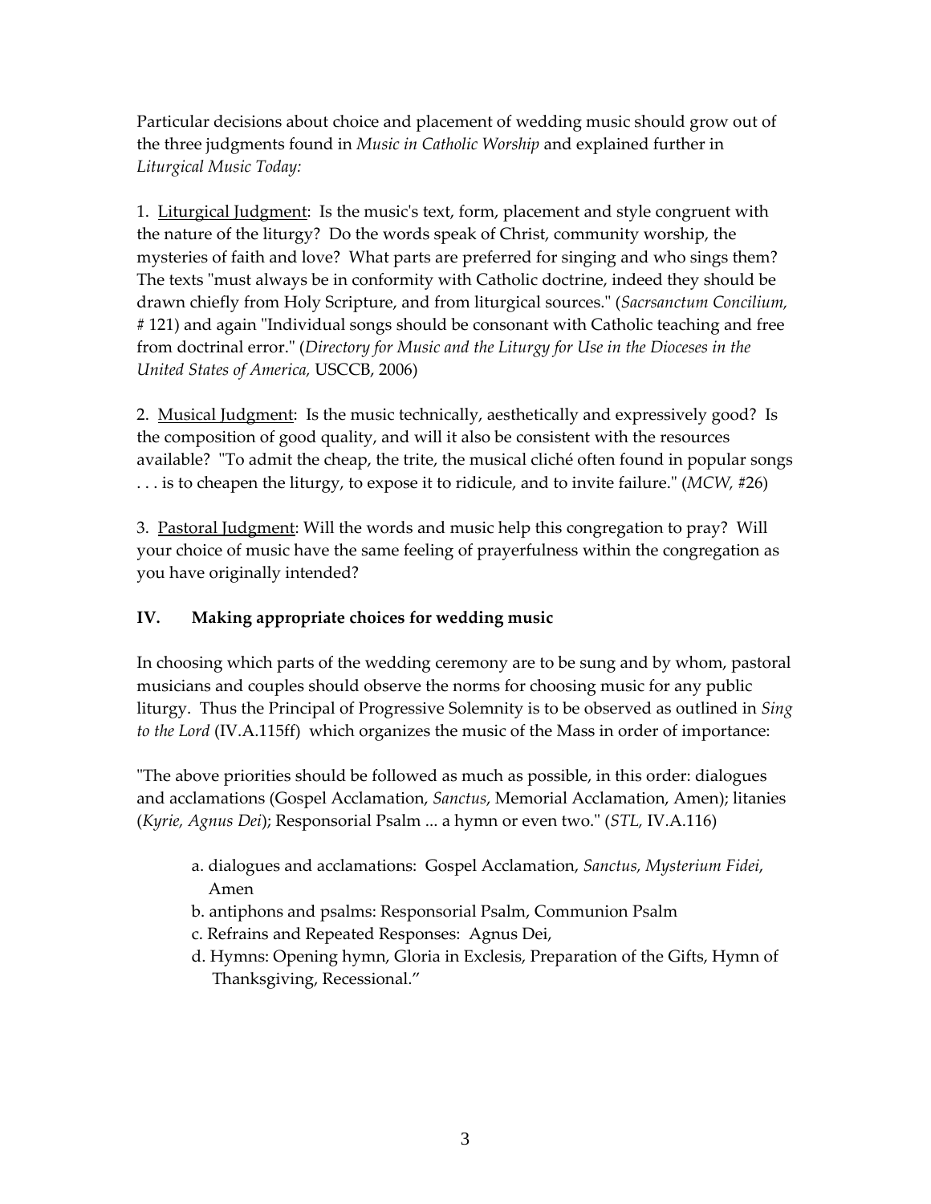Particular decisions about choice and placement of wedding music should grow out of the three judgments found in *Music in Catholic Worship* and explained further in *Liturgical Music Today:*

1. <u>Liturgical Judgment</u>: Is the music's text, form, placement and style congruent with the nature of the liturgy? Do the words speak of Christ, community worship, the mysteries of faith and love? What parts are preferred for singing and who sings them? The texts "must always be in conformity with Catholic doctrine, indeed they should be drawn chiefly from Holy Scripture, and from liturgical sources." (*Sacrsanctum Concilium,* # 121) and again "Individual songs should be consonant with Catholic teaching and free from doctrinal error." (*Directory for Music and the Liturgy for Use in the Dioceses in the United States of America,* USCCB, 2006)

2. <u>Musical Judgment</u>: Is the music technically, aesthetically and expressively good? Is the composition of good quality, and will it also be consistent with the resources available? "To admit the cheap, the trite, the musical cliché often found in popular songs . . . is to cheapen the liturgy, to expose it to ridicule, and to invite failure." (*MCW,* #26)

3. <u>Pastoral Judgment</u>: Will the words and music help this congregation to pray? Will your choice of music have the same feeling of prayerfulness within the congregation as you have originally intended?

## IV. Making appropriate choices for wedding music

In choosing which parts of the wedding ceremony are to be sung and by whom, pastoral musicians and couples should observe the norms for choosing music for any public liturgy. Thus the Principal of Progressive Solemnity is to be observed as outlined in *Sing to the Lord* (IV.A.115ff) which organizes the music of the Mass in order of importance:

"The above priorities should be followed as much as possible, in this order: dialogues and acclamations (Gospel Acclamation, *Sanctus*, Memorial Acclamation, Amen); litanies (*Kyrie, Agnus Dei*); Responsorial Psalm ... a hymn or even two." (*STL,* IV.A.116)

a. dialogues and acclamations: Gospel Acclamation, *Sanctus, Mysterium Fidei*, Amen
b. antiphons and psalms: Responsorial Psalm, Communion Psalm
c. Refrains and Repeated Responses: Agnus Dei,
d. Hymns: Opening hymn, Gloria in Exclesis, Preparation of the Gifts, Hymn of Thanksgiving, Recessional."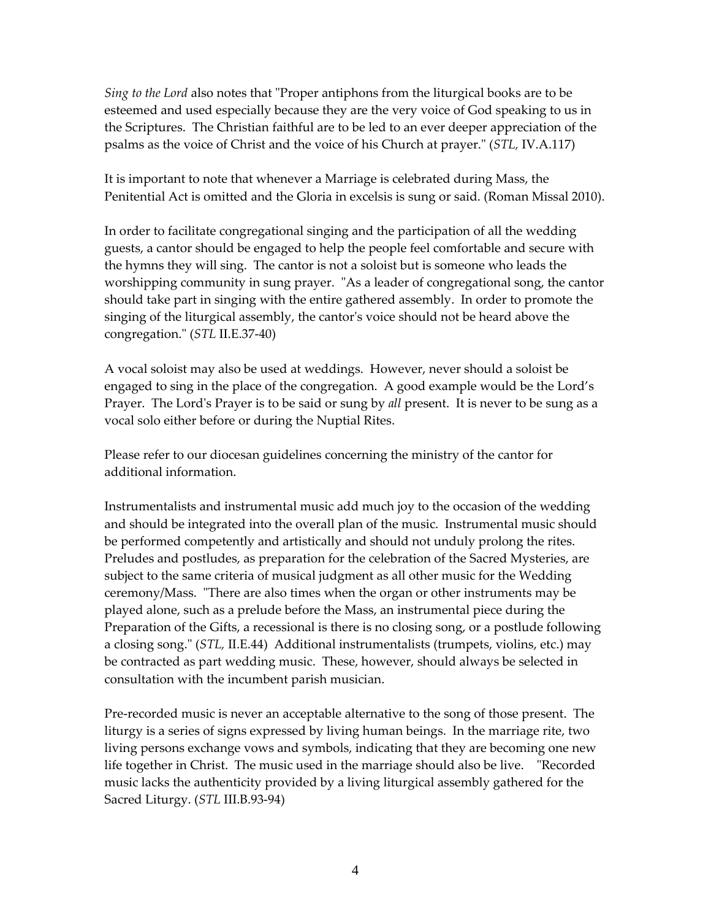*Sing to the Lord* also notes that "Proper antiphons from the liturgical books are to be esteemed and used especially because they are the very voice of God speaking to us in the Scriptures. The Christian faithful are to be led to an ever deeper appreciation of the psalms as the voice of Christ and the voice of his Church at prayer." (*STL,* IV.A.117)

It is important to note that whenever a Marriage is celebrated during Mass, the Penitential Act is omitted and the Gloria in excelsis is sung or said. (Roman Missal 2010).

In order to facilitate congregational singing and the participation of all the wedding guests, a cantor should be engaged to help the people feel comfortable and secure with the hymns they will sing. The cantor is not a soloist but is someone who leads the worshipping community in sung prayer. "As a leader of congregational song, the cantor should take part in singing with the entire gathered assembly. In order to promote the singing of the liturgical assembly, the cantor's voice should not be heard above the congregation." (*STL* II.E.37-40)

A vocal soloist may also be used at weddings. However, never should a soloist be engaged to sing in the place of the congregation. A good example would be the Lord's Prayer. The Lord's Prayer is to be said or sung by *all* present. It is never to be sung as a vocal solo either before or during the Nuptial Rites.

Please refer to our diocesan guidelines concerning the ministry of the cantor for additional information.

Instrumentalists and instrumental music add much joy to the occasion of the wedding and should be integrated into the overall plan of the music. Instrumental music should be performed competently and artistically and should not unduly prolong the rites. Preludes and postludes, as preparation for the celebration of the Sacred Mysteries, are subject to the same criteria of musical judgment as all other music for the Wedding ceremony/Mass. "There are also times when the organ or other instruments may be played alone, such as a prelude before the Mass, an instrumental piece during the Preparation of the Gifts, a recessional is there is no closing song, or a postlude following a closing song." (*STL,* II.E.44) Additional instrumentalists (trumpets, violins, etc.) may be contracted as part wedding music. These, however, should always be selected in consultation with the incumbent parish musician.

Pre-recorded music is never an acceptable alternative to the song of those present. The liturgy is a series of signs expressed by living human beings. In the marriage rite, two living persons exchange vows and symbols, indicating that they are becoming one new life together in Christ. The music used in the marriage should also be live. "Recorded music lacks the authenticity provided by a living liturgical assembly gathered for the Sacred Liturgy. (*STL* III.B.93-94)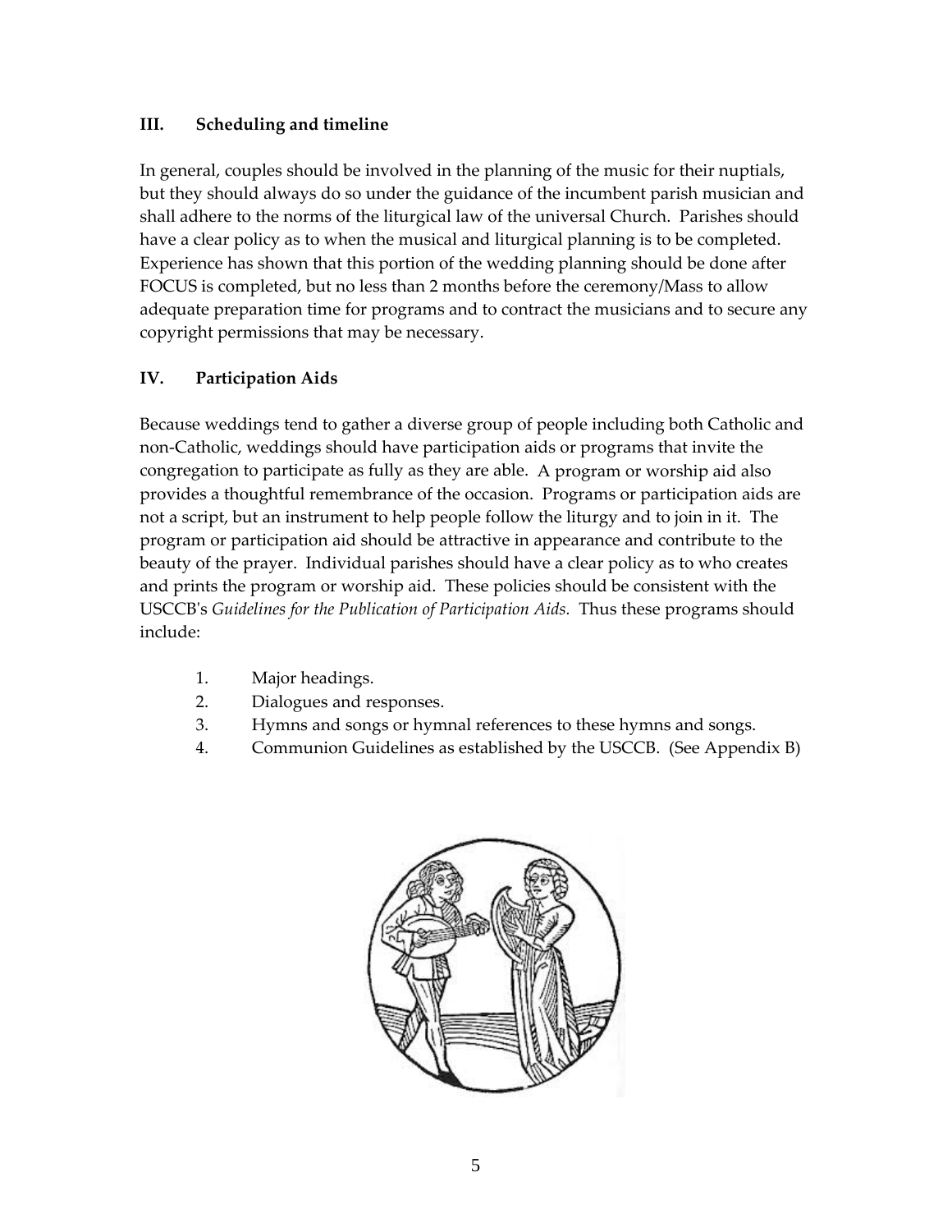### III. Scheduling and timeline

In general, couples should be involved in the planning of the music for their nuptials, but they should always do so under the guidance of the incumbent parish musician and shall adhere to the norms of the liturgical law of the universal Church. Parishes should have a clear policy as to when the musical and liturgical planning is to be completed. Experience has shown that this portion of the wedding planning should be done after FOCUS is completed, but no less than 2 months before the ceremony/Mass to allow adequate preparation time for programs and to contract the musicians and to secure any copyright permissions that may be necessary.

### IV. Participation Aids

Because weddings tend to gather a diverse group of people including both Catholic and non-Catholic, weddings should have participation aids or programs that invite the congregation to participate as fully as they are able. A program or worship aid also provides a thoughtful remembrance of the occasion. Programs or participation aids are not a script, but an instrument to help people follow the liturgy and to join in it. The program or participation aid should be attractive in appearance and contribute to the beauty of the prayer. Individual parishes should have a clear policy as to who creates and prints the program or worship aid. These policies should be consistent with the USCCB's *Guidelines for the Publication of Participation Aids.* Thus these programs should include:

1. Major headings.
2. Dialogues and responses.
3. Hymns and songs or hymnal references to these hymns and songs.
4. Communion Guidelines as established by the USCCB. (See Appendix B)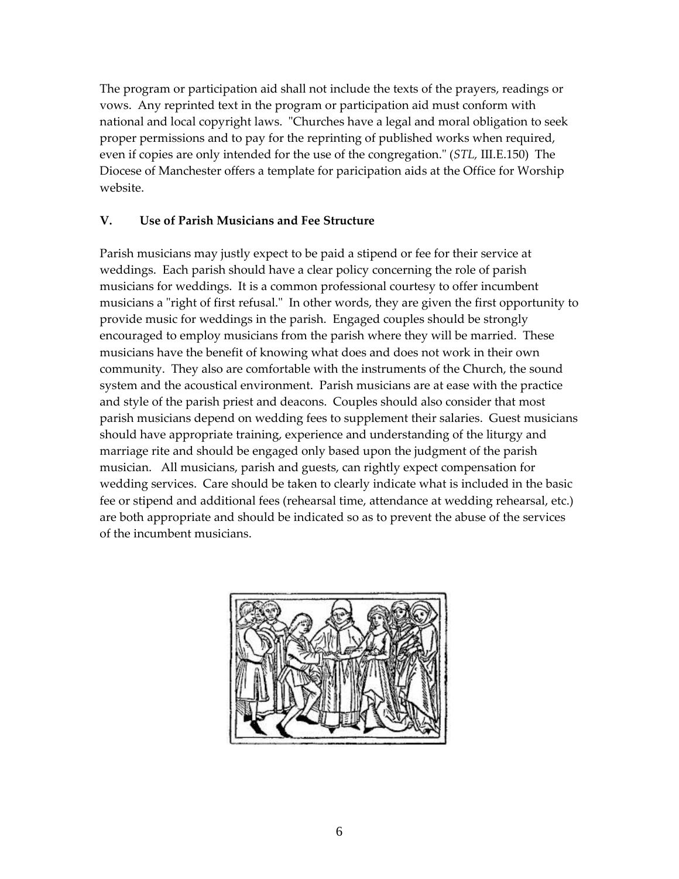The program or participation aid shall not include the texts of the prayers, readings or vows. Any reprinted text in the program or participation aid must conform with national and local copyright laws. "Churches have a legal and moral obligation to seek proper permissions and to pay for the reprinting of published works when required, even if copies are only intended for the use of the congregation." (*STL,* III.E.150) The Diocese of Manchester offers a template for paricipation aids at the Office for Worship website.

## V. Use of Parish Musicians and Fee Structure

Parish musicians may justly expect to be paid a stipend or fee for their service at weddings. Each parish should have a clear policy concerning the role of parish musicians for weddings. It is a common professional courtesy to offer incumbent musicians a "right of first refusal." In other words, they are given the first opportunity to provide music for weddings in the parish. Engaged couples should be strongly encouraged to employ musicians from the parish where they will be married. These musicians have the benefit of knowing what does and does not work in their own community. They also are comfortable with the instruments of the Church, the sound system and the acoustical environment. Parish musicians are at ease with the practice and style of the parish priest and deacons. Couples should also consider that most parish musicians depend on wedding fees to supplement their salaries. Guest musicians should have appropriate training, experience and understanding of the liturgy and marriage rite and should be engaged only based upon the judgment of the parish musician. All musicians, parish and guests, can rightly expect compensation for wedding services. Care should be taken to clearly indicate what is included in the basic fee or stipend and additional fees (rehearsal time, attendance at wedding rehearsal, etc.) are both appropriate and should be indicated so as to prevent the abuse of the services of the incumbent musicians.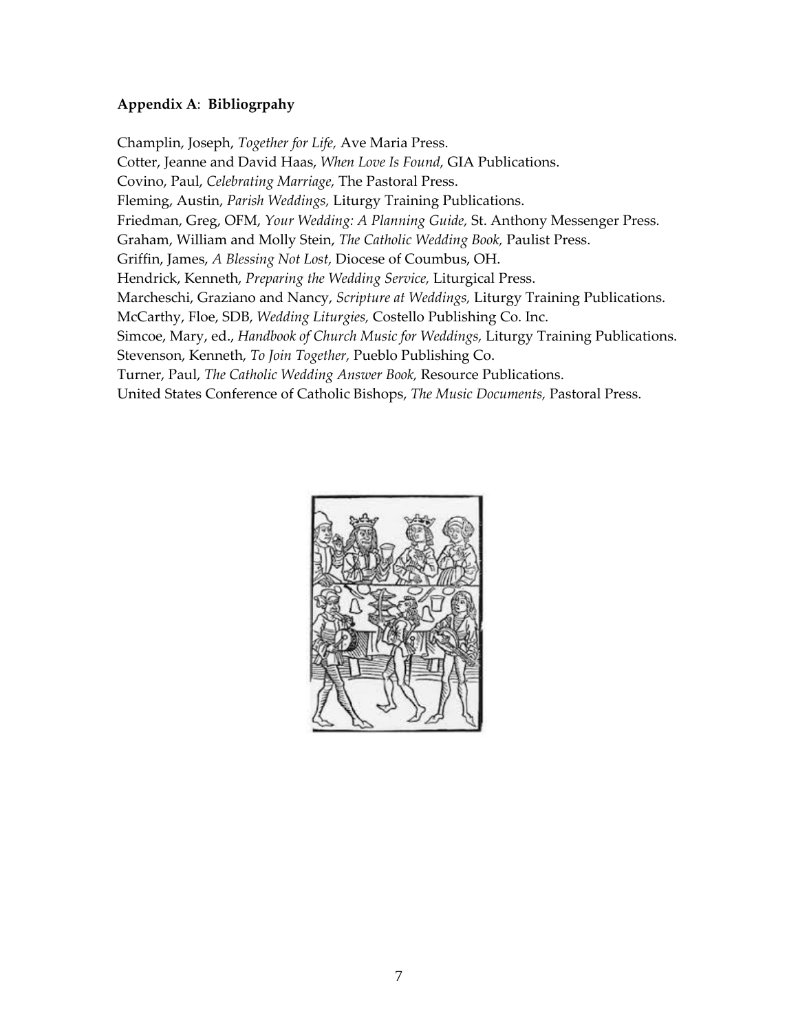**Appendix A**: **Bibliogrpahy**

Champlin, Joseph, *Together for Life,* Ave Maria Press.
Cotter, Jeanne and David Haas, *When Love Is Found,* GIA Publications.
Covino, Paul, *Celebrating Marriage,* The Pastoral Press.
Fleming, Austin, *Parish Weddings,* Liturgy Training Publications.
Friedman, Greg, OFM, *Your Wedding: A Planning Guide,* St. Anthony Messenger Press.
Graham, William and Molly Stein, *The Catholic Wedding Book,* Paulist Press.
Griffin, James, *A Blessing Not Lost,* Diocese of Coumbus, OH.
Hendrick, Kenneth, *Preparing the Wedding Service,* Liturgical Press.
Marcheschi, Graziano and Nancy, *Scripture at Weddings,* Liturgy Training Publications.
McCarthy, Floe, SDB, *Wedding Liturgies,* Costello Publishing Co. Inc.
Simcoe, Mary, ed., *Handbook of Church Music for Weddings,* Liturgy Training Publications.
Stevenson, Kenneth, *To Join Together,* Pueblo Publishing Co.
Turner, Paul, *The Catholic Wedding Answer Book,* Resource Publications.
United States Conference of Catholic Bishops, *The Music Documents,* Pastoral Press.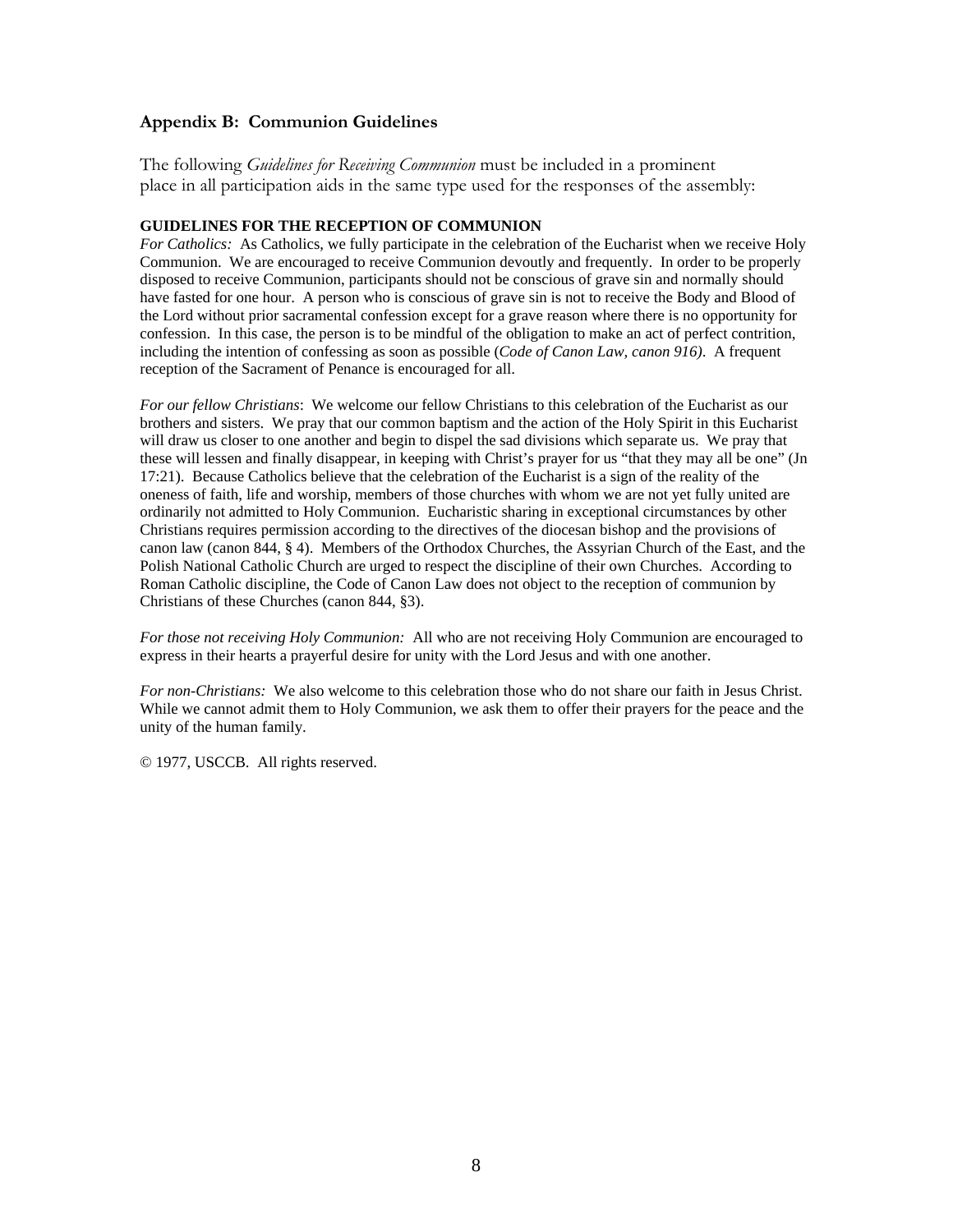## Appendix B: Communion Guidelines

The following *Guidelines for Receiving Communion* must be included in a prominent place in all participation aids in the same type used for the responses of the assembly:

**GUIDELINES FOR THE RECEPTION OF COMMUNION**

*For Catholics:* As Catholics, we fully participate in the celebration of the Eucharist when we receive Holy Communion. We are encouraged to receive Communion devoutly and frequently. In order to be properly disposed to receive Communion, participants should not be conscious of grave sin and normally should have fasted for one hour. A person who is conscious of grave sin is not to receive the Body and Blood of the Lord without prior sacramental confession except for a grave reason where there is no opportunity for confession. In this case, the person is to be mindful of the obligation to make an act of perfect contrition, including the intention of confessing as soon as possible (*Code of Canon Law, canon 916)*. A frequent reception of the Sacrament of Penance is encouraged for all.

*For our fellow Christians*: We welcome our fellow Christians to this celebration of the Eucharist as our brothers and sisters. We pray that our common baptism and the action of the Holy Spirit in this Eucharist will draw us closer to one another and begin to dispel the sad divisions which separate us. We pray that these will lessen and finally disappear, in keeping with Christ's prayer for us "that they may all be one" (Jn 17:21). Because Catholics believe that the celebration of the Eucharist is a sign of the reality of the oneness of faith, life and worship, members of those churches with whom we are not yet fully united are ordinarily not admitted to Holy Communion. Eucharistic sharing in exceptional circumstances by other Christians requires permission according to the directives of the diocesan bishop and the provisions of canon law (canon 844, § 4). Members of the Orthodox Churches, the Assyrian Church of the East, and the Polish National Catholic Church are urged to respect the discipline of their own Churches. According to Roman Catholic discipline, the Code of Canon Law does not object to the reception of communion by Christians of these Churches (canon 844, §3).

*For those not receiving Holy Communion:* All who are not receiving Holy Communion are encouraged to express in their hearts a prayerful desire for unity with the Lord Jesus and with one another.

*For non-Christians:* We also welcome to this celebration those who do not share our faith in Jesus Christ. While we cannot admit them to Holy Communion, we ask them to offer their prayers for the peace and the unity of the human family.

© 1977, USCCB. All rights reserved.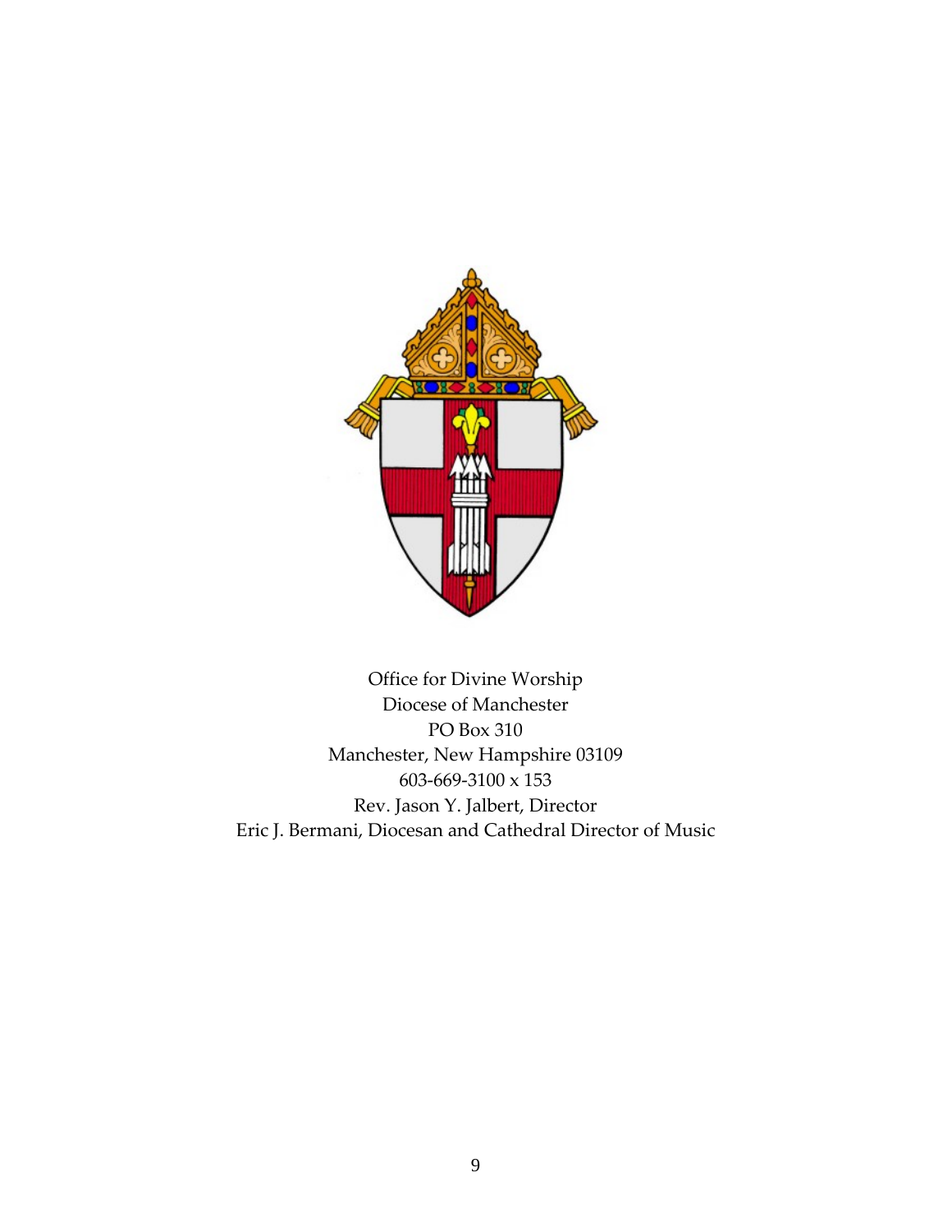Office for Divine Worship
Diocese of Manchester
PO Box 310
Manchester, New Hampshire 03109
603-669-3100 x 153
Rev. Jason Y. Jalbert, Director
Eric J. Bermani, Diocesan and Cathedral Director of Music